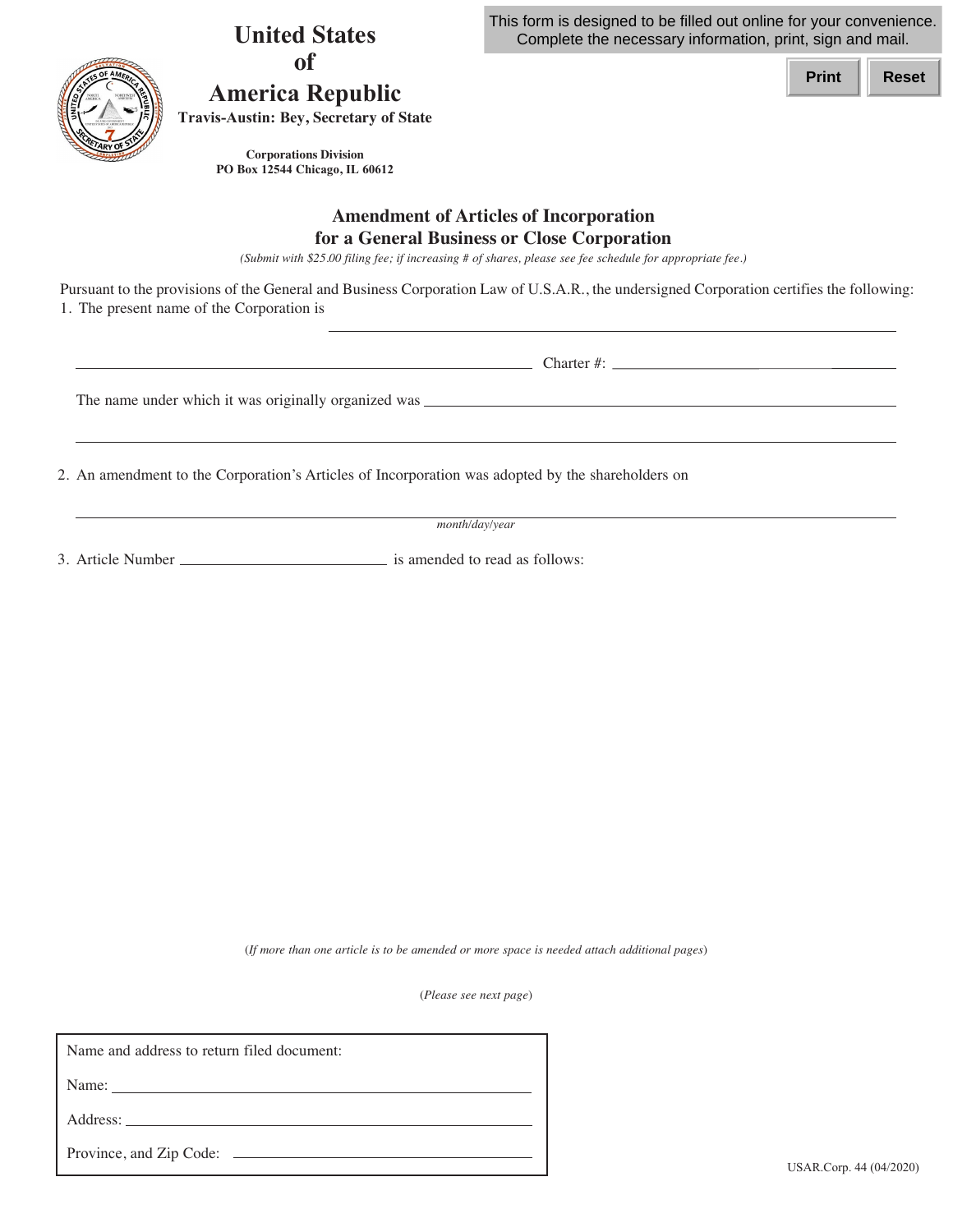# United States of America Republic

**Travis-Austin: Bey, Secretary of State**

**Corporations Division**
**PO Box 12544 Chicago, IL 60612**

This form is designed to be filled out online for your convenience. Complete the necessary information, print, sign and mail.

Print Reset

## Amendment of Articles of Incorporation for a General Business or Close Corporation

*(Submit with $25.00 filing fee; if increasing # of shares, please see fee schedule for appropriate fee.)*

Pursuant to the provisions of the General and Business Corporation Law of U.S.A.R., the undersigned Corporation certifies the following:

1. The present name of the Corporation is ______________________________

   ______________________________ Charter #: ______________

   The name under which it was originally organized was ______________________________

   ______________________________

2. An amendment to the Corporation's Articles of Incorporation was adopted by the shareholders on

   ______________________________
   *month/day/year*

3. Article Number ______________ is amended to read as follows:

(*If more than one article is to be amended or more space is needed attach additional pages*)

(*Please see next page*)

| Name and address to return filed document: |
|---|
| Name: ______________________________ |
| Address: ______________________________ |
| Province, and Zip Code: ______________________________ |

USAR.Corp. 44 (04/2020)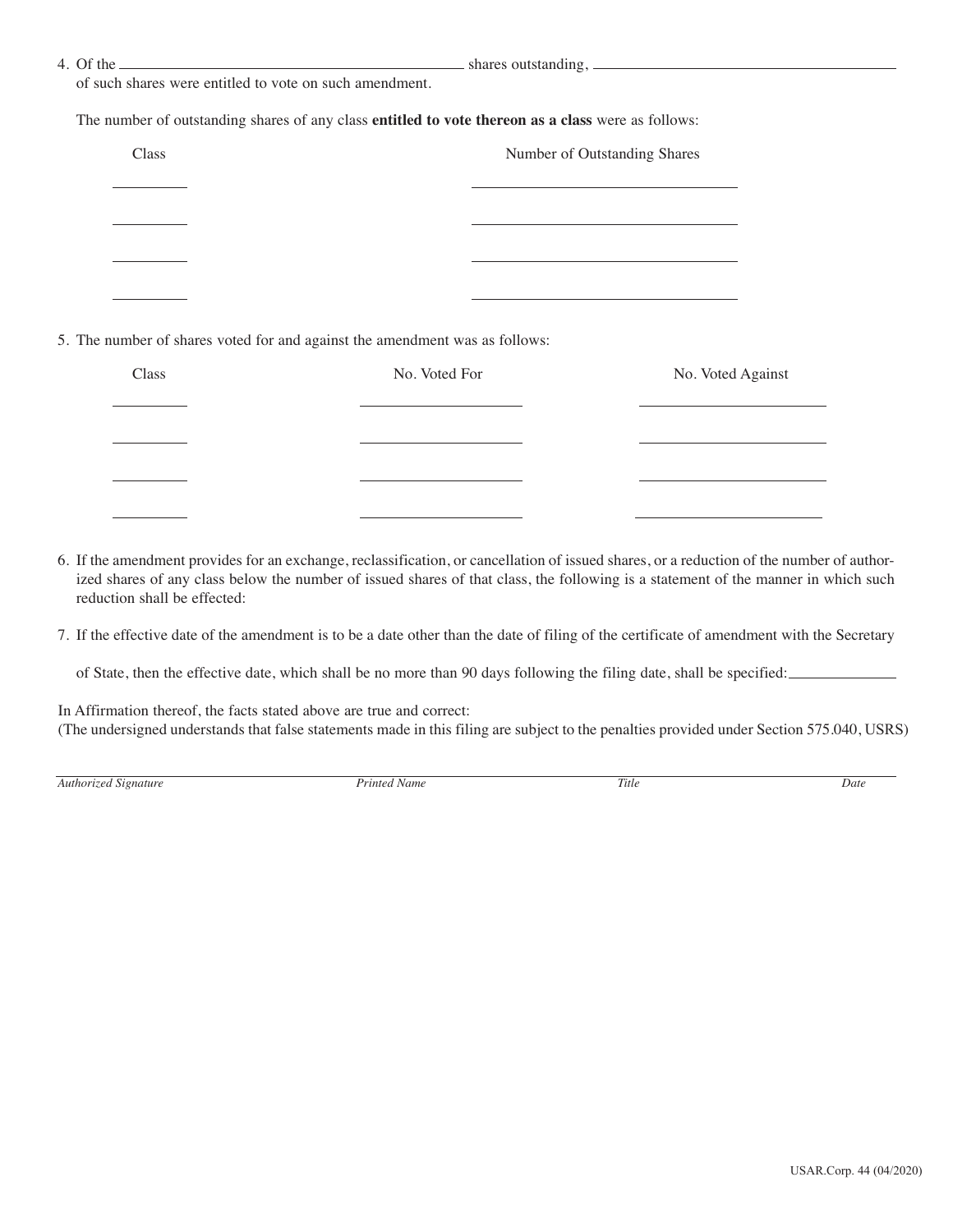4. Of the ______________________________ shares outstanding, ______________________________ of such shares were entitled to vote on such amendment.

   The number of outstanding shares of any class **entitled to vote thereon as a class** were as follows:

| Class | Number of Outstanding Shares |
|---|---|
| | |
| | |
| | |
| | |

5. The number of shares voted for and against the amendment was as follows:

| Class | No. Voted For | No. Voted Against |
|---|---|---|
| | | |
| | | |
| | | |
| | | |

6. If the amendment provides for an exchange, reclassification, or cancellation of issued shares, or a reduction of the number of authorized shares of any class below the number of issued shares of that class, the following is a statement of the manner in which such reduction shall be effected:

7. If the effective date of the amendment is to be a date other than the date of filing of the certificate of amendment with the Secretary of State, then the effective date, which shall be no more than 90 days following the filing date, shall be specified: ______________

In Affirmation thereof, the facts stated above are true and correct:
(The undersigned understands that false statements made in this filing are subject to the penalties provided under Section 575.040, USRS)

| *Authorized Signature* | *Printed Name* | *Title* | *Date* |
|---|---|---|---|

USAR.Corp. 44 (04/2020)